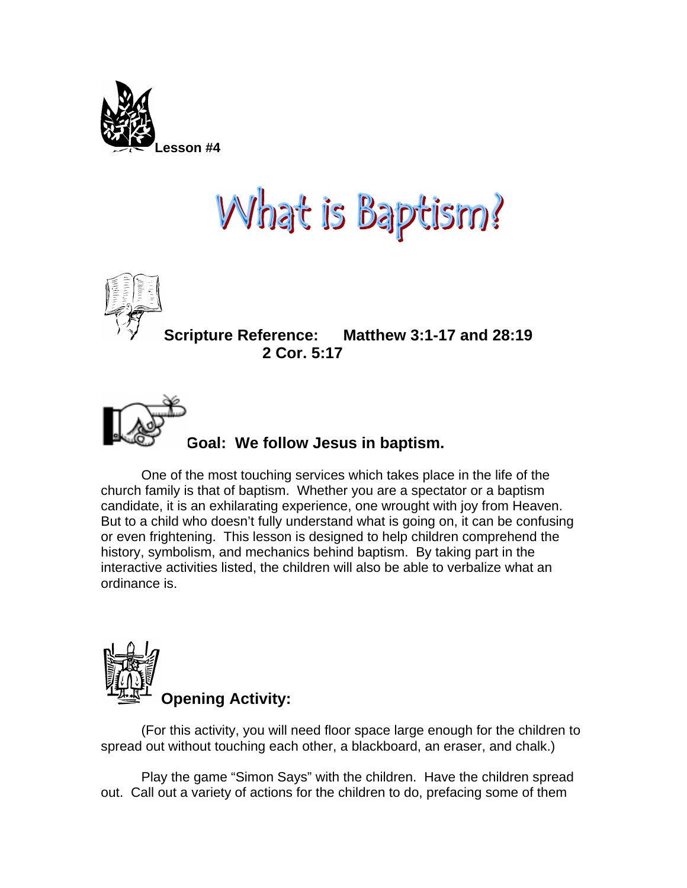**Lesson #4**

# What is Baptism?

**Scripture Reference: Matthew 3:1-17 and 28:19**
**2 Cor. 5:17**

**Goal: We follow Jesus in baptism.**

One of the most touching services which takes place in the life of the church family is that of baptism. Whether you are a spectator or a baptism candidate, it is an exhilarating experience, one wrought with joy from Heaven. But to a child who doesn't fully understand what is going on, it can be confusing or even frightening. This lesson is designed to help children comprehend the history, symbolism, and mechanics behind baptism. By taking part in the interactive activities listed, the children will also be able to verbalize what an ordinance is.

## Opening Activity:

(For this activity, you will need floor space large enough for the children to spread out without touching each other, a blackboard, an eraser, and chalk.)

Play the game "Simon Says" with the children. Have the children spread out. Call out a variety of actions for the children to do, prefacing some of them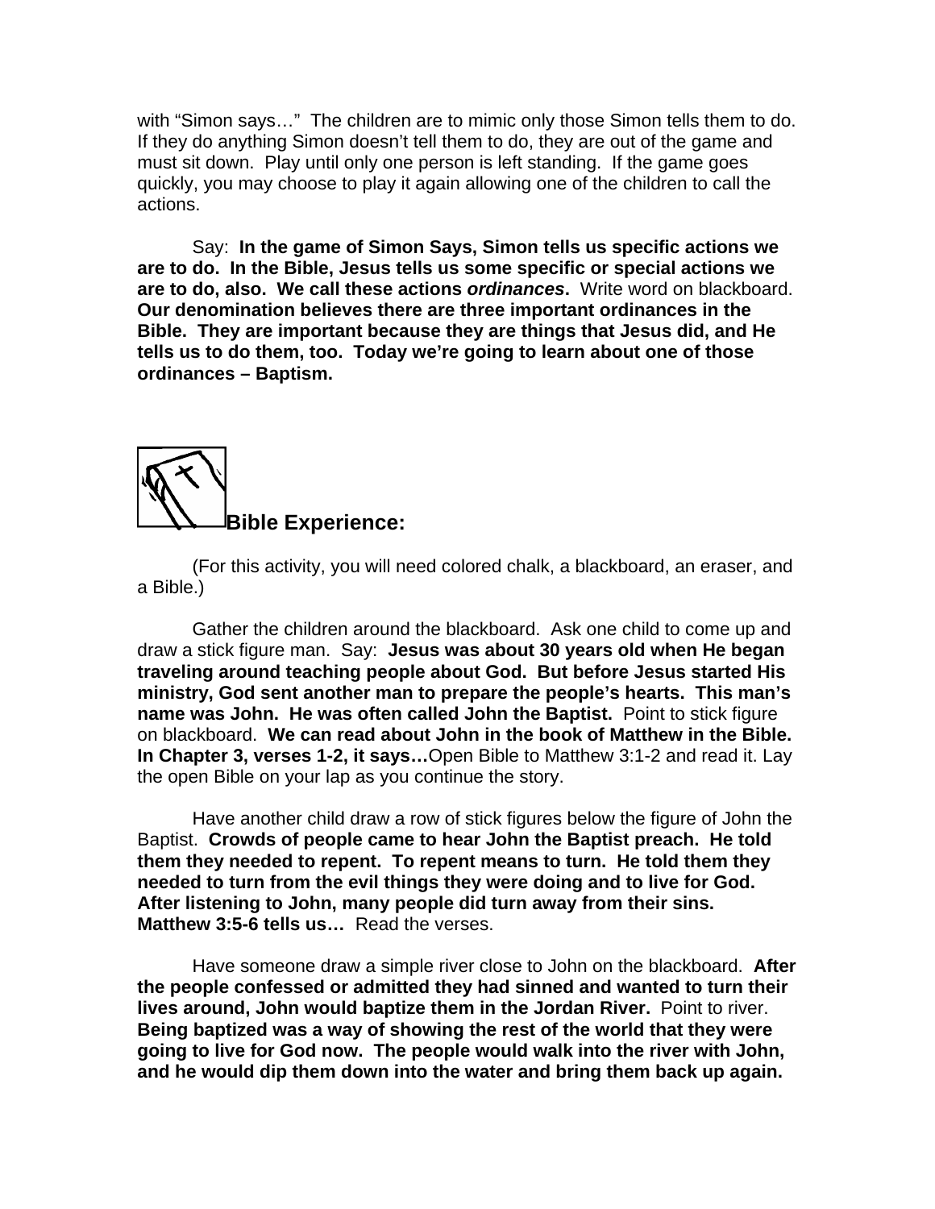with "Simon says…" The children are to mimic only those Simon tells them to do. If they do anything Simon doesn't tell them to do, they are out of the game and must sit down. Play until only one person is left standing. If the game goes quickly, you may choose to play it again allowing one of the children to call the actions.

Say: **In the game of Simon Says, Simon tells us specific actions we are to do. In the Bible, Jesus tells us some specific or special actions we are to do, also. We call these actions *ordinances*.** Write word on blackboard. **Our denomination believes there are three important ordinances in the Bible. They are important because they are things that Jesus did, and He tells us to do them, too. Today we're going to learn about one of those ordinances – Baptism.**

## Bible Experience:

(For this activity, you will need colored chalk, a blackboard, an eraser, and a Bible.)

Gather the children around the blackboard. Ask one child to come up and draw a stick figure man. Say: **Jesus was about 30 years old when He began traveling around teaching people about God. But before Jesus started His ministry, God sent another man to prepare the people's hearts. This man's name was John. He was often called John the Baptist.** Point to stick figure on blackboard. **We can read about John in the book of Matthew in the Bible. In Chapter 3, verses 1-2, it says…**Open Bible to Matthew 3:1-2 and read it. Lay the open Bible on your lap as you continue the story.

Have another child draw a row of stick figures below the figure of John the Baptist. **Crowds of people came to hear John the Baptist preach. He told them they needed to repent. To repent means to turn. He told them they needed to turn from the evil things they were doing and to live for God. After listening to John, many people did turn away from their sins. Matthew 3:5-6 tells us…** Read the verses.

Have someone draw a simple river close to John on the blackboard. **After the people confessed or admitted they had sinned and wanted to turn their lives around, John would baptize them in the Jordan River.** Point to river. **Being baptized was a way of showing the rest of the world that they were going to live for God now. The people would walk into the river with John, and he would dip them down into the water and bring them back up again.**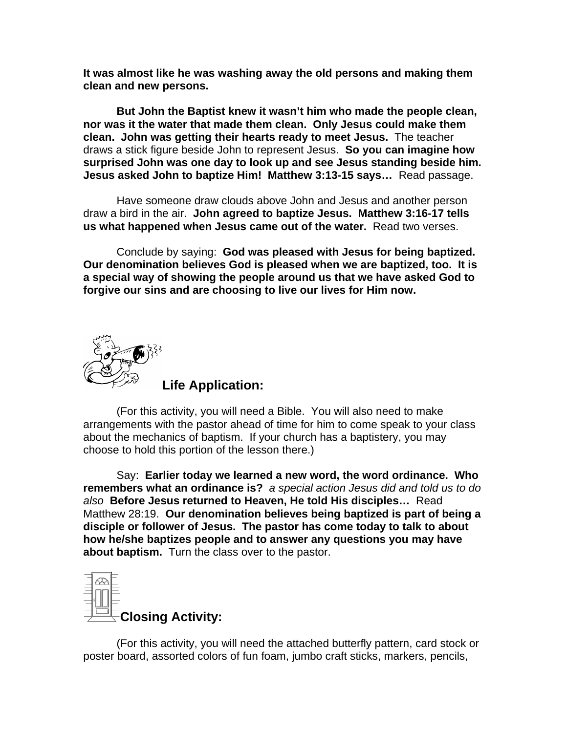**It was almost like he was washing away the old persons and making them clean and new persons.**

**But John the Baptist knew it wasn't him who made the people clean, nor was it the water that made them clean. Only Jesus could make them clean. John was getting their hearts ready to meet Jesus.** The teacher draws a stick figure beside John to represent Jesus. **So you can imagine how surprised John was one day to look up and see Jesus standing beside him. Jesus asked John to baptize Him! Matthew 3:13-15 says…** Read passage.

Have someone draw clouds above John and Jesus and another person draw a bird in the air. **John agreed to baptize Jesus. Matthew 3:16-17 tells us what happened when Jesus came out of the water.** Read two verses.

Conclude by saying: **God was pleased with Jesus for being baptized. Our denomination believes God is pleased when we are baptized, too. It is a special way of showing the people around us that we have asked God to forgive our sins and are choosing to live our lives for Him now.**

## Life Application:

(For this activity, you will need a Bible. You will also need to make arrangements with the pastor ahead of time for him to come speak to your class about the mechanics of baptism. If your church has a baptistery, you may choose to hold this portion of the lesson there.)

Say: **Earlier today we learned a new word, the word ordinance. Who remembers what an ordinance is?** *a special action Jesus did and told us to do also* **Before Jesus returned to Heaven, He told His disciples…** Read Matthew 28:19. **Our denomination believes being baptized is part of being a disciple or follower of Jesus. The pastor has come today to talk to about how he/she baptizes people and to answer any questions you may have about baptism.** Turn the class over to the pastor.

## Closing Activity:

(For this activity, you will need the attached butterfly pattern, card stock or poster board, assorted colors of fun foam, jumbo craft sticks, markers, pencils,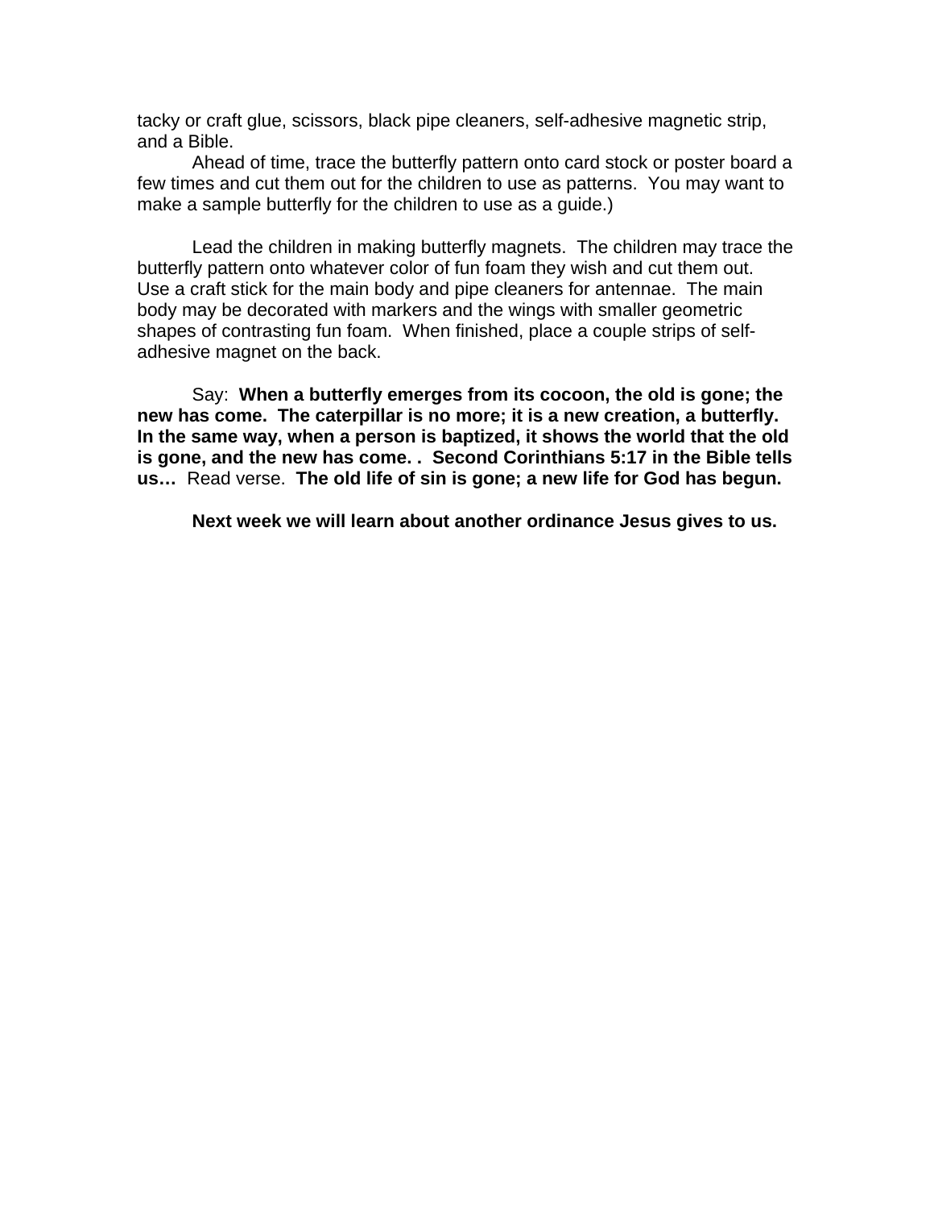tacky or craft glue, scissors, black pipe cleaners, self-adhesive magnetic strip, and a Bible.

Ahead of time, trace the butterfly pattern onto card stock or poster board a few times and cut them out for the children to use as patterns. You may want to make a sample butterfly for the children to use as a guide.)

Lead the children in making butterfly magnets. The children may trace the butterfly pattern onto whatever color of fun foam they wish and cut them out. Use a craft stick for the main body and pipe cleaners for antennae. The main body may be decorated with markers and the wings with smaller geometric shapes of contrasting fun foam. When finished, place a couple strips of self-adhesive magnet on the back.

Say: **When a butterfly emerges from its cocoon, the old is gone; the new has come. The caterpillar is no more; it is a new creation, a butterfly. In the same way, when a person is baptized, it shows the world that the old is gone, and the new has come. . Second Corinthians 5:17 in the Bible tells us…** Read verse. **The old life of sin is gone; a new life for God has begun.**

**Next week we will learn about another ordinance Jesus gives to us.**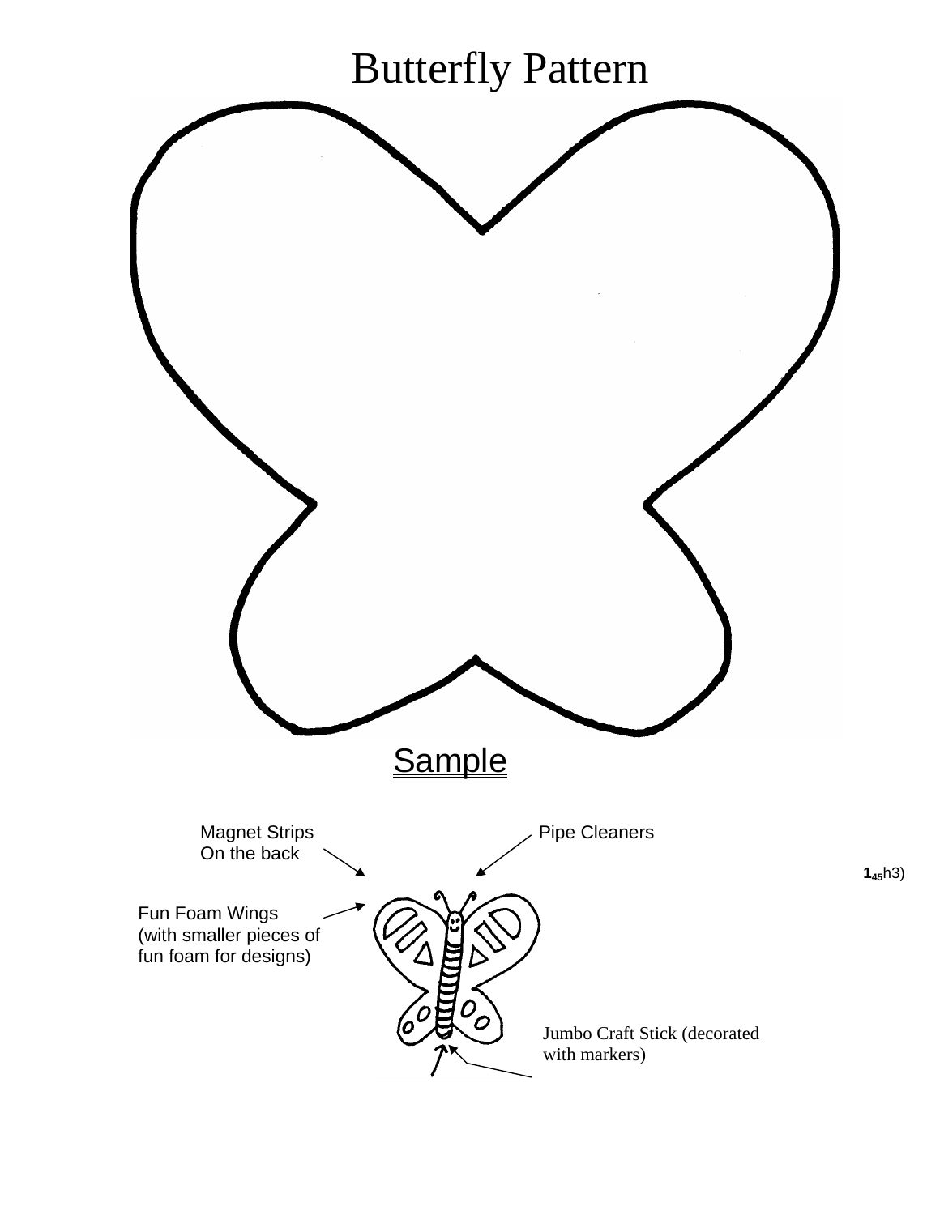# Butterfly Pattern

## Sample

Magnet Strips
On the back

Pipe Cleaners

Fun Foam Wings
(with smaller pieces of
fun foam for designs)

Jumbo Craft Stick (decorated
with markers)

$1_{45}$h3)